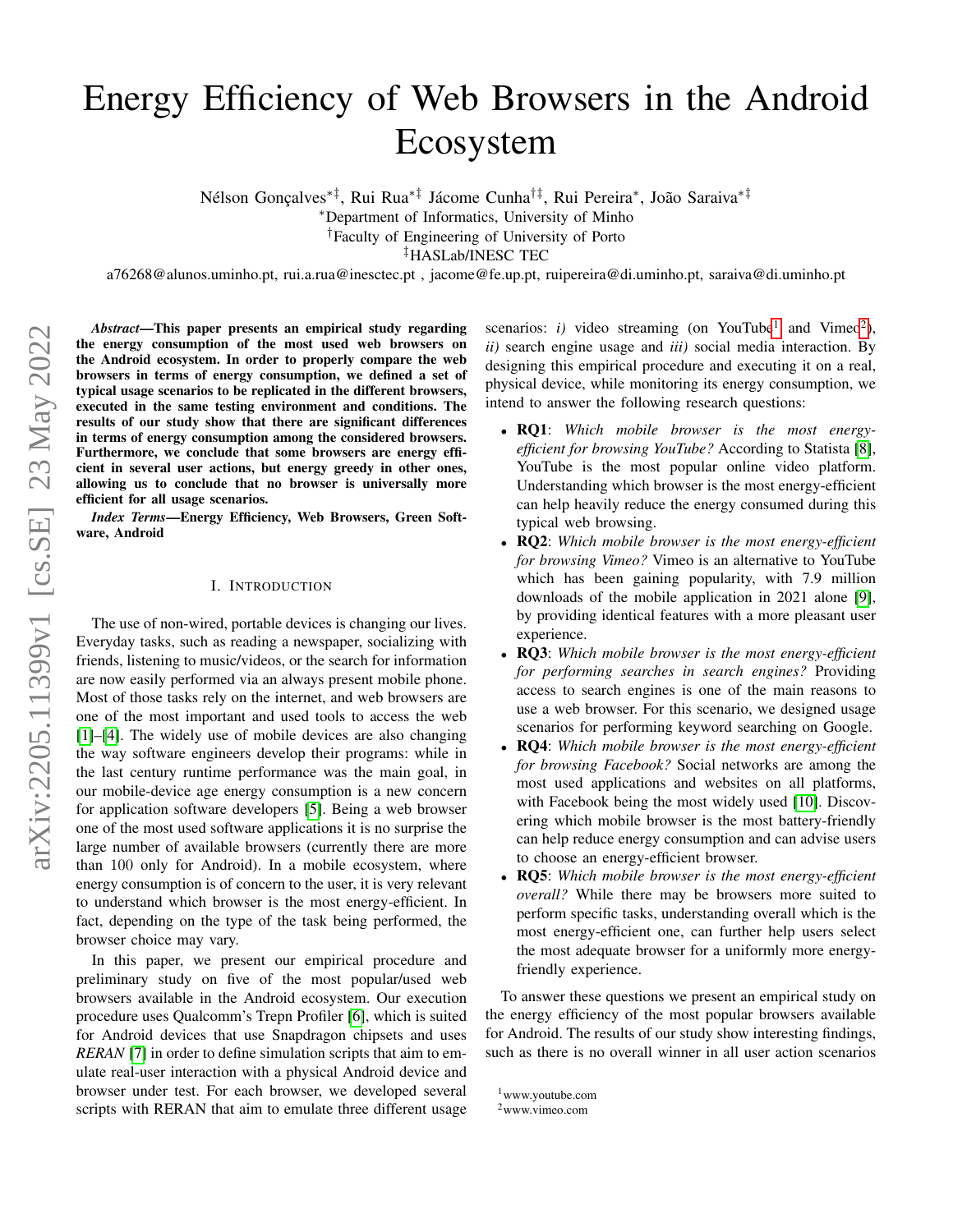# Energy Efficiency of Web Browsers in the Android Ecosystem

Nélson Gonçalves[*‡], Rui Rua[*‡] Jácome Cunha[†‡], Rui Pereira[*], João Saraiva[*‡]

[*]Department of Informatics, University of Minho
[†]Faculty of Engineering of University of Porto
[‡]HASLab/INESC TEC

a76268@alunos.uminho.pt, rui.a.rua@inesctec.pt , jacome@fe.up.pt, ruipereira@di.uminho.pt, saraiva@di.uminho.pt

***Abstract*—This paper presents an empirical study regarding the energy consumption of the most used web browsers on the Android ecosystem. In order to properly compare the web browsers in terms of energy consumption, we defined a set of typical usage scenarios to be replicated in the different browsers, executed in the same testing environment and conditions. The results of our study show that there are significant differences in terms of energy consumption among the considered browsers. Furthermore, we conclude that some browsers are energy efficient in several user actions, but energy greedy in other ones, allowing us to conclude that no browser is universally more efficient for all usage scenarios.**

***Index Terms*—Energy Efficiency, Web Browsers, Green Software, Android**

## I. Introduction

The use of non-wired, portable devices is changing our lives. Everyday tasks, such as reading a newspaper, socializing with friends, listening to music/videos, or the search for information are now easily performed via an always present mobile phone. Most of those tasks rely on the internet, and web browsers are one of the most important and used tools to access the web [1]–[4]. The widely use of mobile devices are also changing the way software engineers develop their programs: while in the last century runtime performance was the main goal, in our mobile-device age energy consumption is a new concern for application software developers [5]. Being a web browser one of the most used software applications it is no surprise the large number of available browsers (currently there are more than 100 only for Android). In a mobile ecosystem, where energy consumption is of concern to the user, it is very relevant to understand which browser is the most energy-efficient. In fact, depending on the type of the task being performed, the browser choice may vary.

In this paper, we present our empirical procedure and preliminary study on five of the most popular/used web browsers available in the Android ecosystem. Our execution procedure uses Qualcomm's Trepn Profiler [6], which is suited for Android devices that use Snapdragon chipsets and uses *RERAN* [7] in order to define simulation scripts that aim to emulate real-user interaction with a physical Android device and browser under test. For each browser, we developed several scripts with RERAN that aim to emulate three different usage scenarios: *i)* video streaming (on YouTube[1] and Vimeo[2]), *ii)* search engine usage and *iii)* social media interaction. By designing this empirical procedure and executing it on a real, physical device, while monitoring its energy consumption, we intend to answer the following research questions:

- **RQ1**: *Which mobile browser is the most energy-efficient for browsing YouTube?* According to Statista [8], YouTube is the most popular online video platform. Understanding which browser is the most energy-efficient can help heavily reduce the energy consumed during this typical web browsing.
- **RQ2**: *Which mobile browser is the most energy-efficient for browsing Vimeo?* Vimeo is an alternative to YouTube which has been gaining popularity, with 7.9 million downloads of the mobile application in 2021 alone [9], by providing identical features with a more pleasant user experience.
- **RQ3**: *Which mobile browser is the most energy-efficient for performing searches in search engines?* Providing access to search engines is one of the main reasons to use a web browser. For this scenario, we designed usage scenarios for performing keyword searching on Google.
- **RQ4**: *Which mobile browser is the most energy-efficient for browsing Facebook?* Social networks are among the most used applications and websites on all platforms, with Facebook being the most widely used [10]. Discovering which mobile browser is the most battery-friendly can help reduce energy consumption and can advise users to choose an energy-efficient browser.
- **RQ5**: *Which mobile browser is the most energy-efficient overall?* While there may be browsers more suited to perform specific tasks, understanding overall which is the most energy-efficient one, can further help users select the most adequate browser for a uniformly more energy-friendly experience.

To answer these questions we present an empirical study on the energy efficiency of the most popular browsers available for Android. The results of our study show interesting findings, such as there is no overall winner in all user action scenarios

[1]www.youtube.com
[2]www.vimeo.com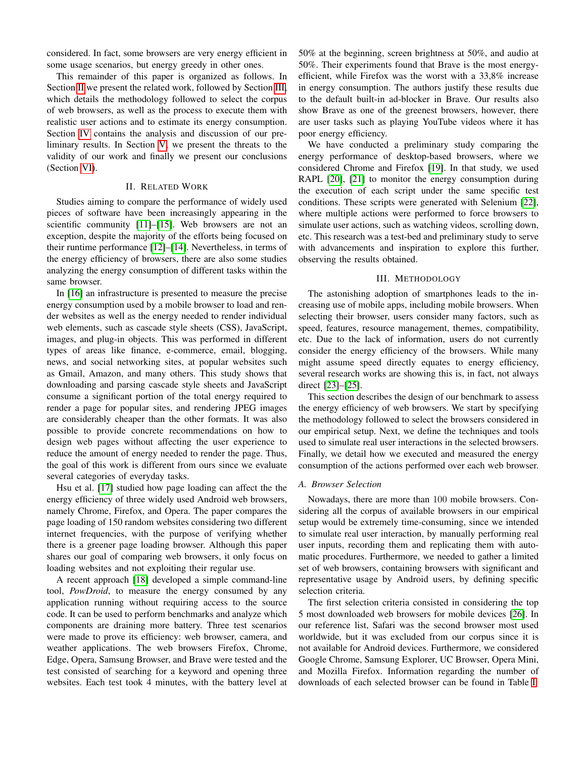considered. In fact, some browsers are very energy efficient in some usage scenarios, but energy greedy in other ones.

This remainder of this paper is organized as follows. In Section II we present the related work, followed by Section III, which details the methodology followed to select the corpus of web browsers, as well as the process to execute them with realistic user actions and to estimate its energy consumption. Section IV contains the analysis and discussion of our preliminary results. In Section V, we present the threats to the validity of our work and finally we present our conclusions (Section VI).

## II. Related Work

Studies aiming to compare the performance of widely used pieces of software have been increasingly appearing in the scientific community [11]–[15]. Web browsers are not an exception, despite the majority of the efforts being focused on their runtime performance [12]–[14]. Nevertheless, in terms of the energy efficiency of browsers, there are also some studies analyzing the energy consumption of different tasks within the same browser.

In [16] an infrastructure is presented to measure the precise energy consumption used by a mobile browser to load and render websites as well as the energy needed to render individual web elements, such as cascade style sheets (CSS), JavaScript, images, and plug-in objects. This was performed in different types of areas like finance, e-commerce, email, blogging, news, and social networking sites, at popular websites such as Gmail, Amazon, and many others. This study shows that downloading and parsing cascade style sheets and JavaScript consume a significant portion of the total energy required to render a page for popular sites, and rendering JPEG images are considerably cheaper than the other formats. It was also possible to provide concrete recommendations on how to design web pages without affecting the user experience to reduce the amount of energy needed to render the page. Thus, the goal of this work is different from ours since we evaluate several categories of everyday tasks.

Hsu et al. [17] studied how page loading can affect the the energy efficiency of three widely used Android web browsers, namely Chrome, Firefox, and Opera. The paper compares the page loading of 150 random websites considering two different internet frequencies, with the purpose of verifying whether there is a greener page loading browser. Although this paper shares our goal of comparing web browsers, it only focus on loading websites and not exploiting their regular use.

A recent approach [18] developed a simple command-line tool, *PowDroid*, to measure the energy consumed by any application running without requiring access to the source code. It can be used to perform benchmarks and analyze which components are draining more battery. Three test scenarios were made to prove its efficiency: web browser, camera, and weather applications. The web browsers Firefox, Chrome, Edge, Opera, Samsung Browser, and Brave were tested and the test consisted of searching for a keyword and opening three websites. Each test took 4 minutes, with the battery level at 50% at the beginning, screen brightness at 50%, and audio at 50%. Their experiments found that Brave is the most energy-efficient, while Firefox was the worst with a 33,8% increase in energy consumption. The authors justify these results due to the default built-in ad-blocker in Brave. Our results also show Brave as one of the greenest browsers, however, there are user tasks such as playing YouTube videos where it has poor energy efficiency.

We have conducted a preliminary study comparing the energy performance of desktop-based browsers, where we considered Chrome and Firefox [19]. In that study, we used RAPL [20], [21] to monitor the energy consumption during the execution of each script under the same specific test conditions. These scripts were generated with Selenium [22], where multiple actions were performed to force browsers to simulate user actions, such as watching videos, scrolling down, etc. This research was a test-bed and preliminary study to serve with advancements and inspiration to explore this further, observing the results obtained.

## III. Methodology

The astonishing adoption of smartphones leads to the increasing use of mobile apps, including mobile browsers. When selecting their browser, users consider many factors, such as speed, features, resource management, themes, compatibility, etc. Due to the lack of information, users do not currently consider the energy efficiency of the browsers. While many might assume speed directly equates to energy efficiency, several research works are showing this is, in fact, not always direct [23]–[25].

This section describes the design of our benchmark to assess the energy efficiency of web browsers. We start by specifying the methodology followed to select the browsers considered in our empirical setup. Next, we define the techniques and tools used to simulate real user interactions in the selected browsers. Finally, we detail how we executed and measured the energy consumption of the actions performed over each web browser.

### A. Browser Selection

Nowadays, there are more than 100 mobile browsers. Considering all the corpus of available browsers in our empirical setup would be extremely time-consuming, since we intended to simulate real user interaction, by manually performing real user inputs, recording them and replicating them with automatic procedures. Furthermore, we needed to gather a limited set of web browsers, containing browsers with significant and representative usage by Android users, by defining specific selection criteria.

The first selection criteria consisted in considering the top 5 most downloaded web browsers for mobile devices [26]. In our reference list, Safari was the second browser most used worldwide, but it was excluded from our corpus since it is not available for Android devices. Furthermore, we considered Google Chrome, Samsung Explorer, UC Browser, Opera Mini, and Mozilla Firefox. Information regarding the number of downloads of each selected browser can be found in Table I.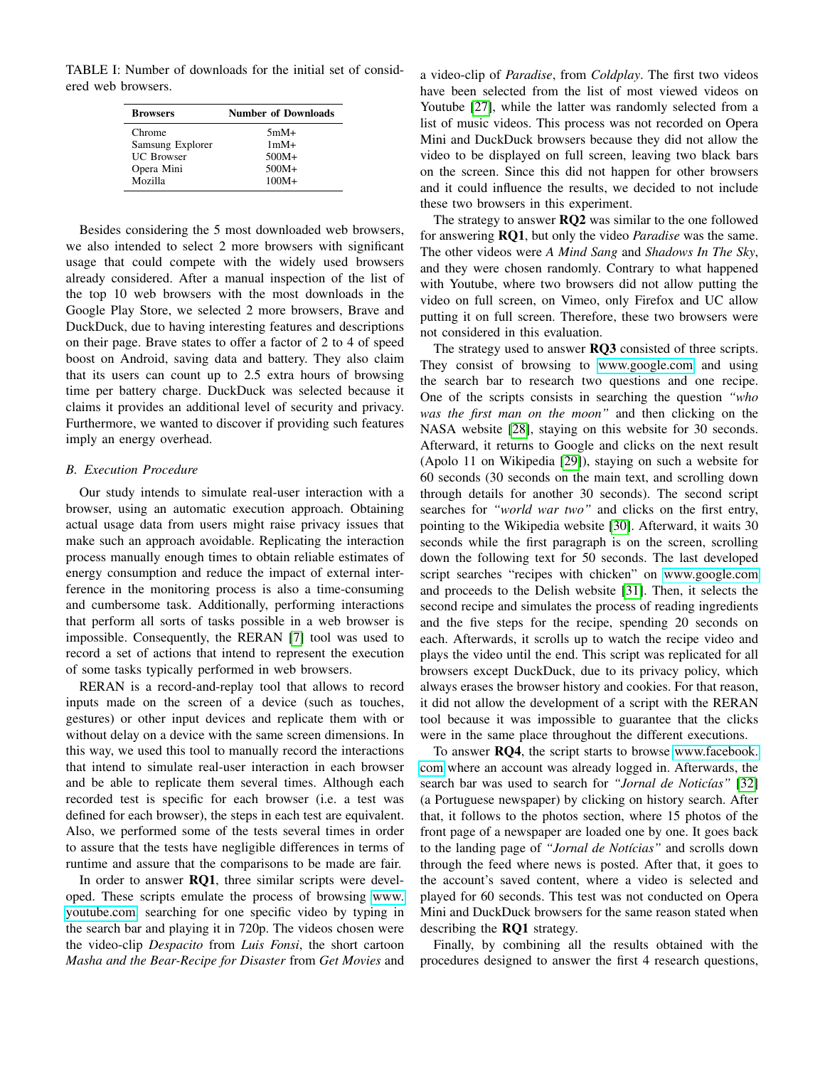TABLE I: Number of downloads for the initial set of considered web browsers.

| Browsers | Number of Downloads |
|---|---|
| Chrome | 5mM+ |
| Samsung Explorer | 1mM+ |
| UC Browser | 500M+ |
| Opera Mini | 500M+ |
| Mozilla | 100M+ |

Besides considering the 5 most downloaded web browsers, we also intended to select 2 more browsers with significant usage that could compete with the widely used browsers already considered. After a manual inspection of the list of the top 10 web browsers with the most downloads in the Google Play Store, we selected 2 more browsers, Brave and DuckDuck, due to having interesting features and descriptions on their page. Brave states to offer a factor of 2 to 4 of speed boost on Android, saving data and battery. They also claim that its users can count up to 2.5 extra hours of browsing time per battery charge. DuckDuck was selected because it claims it provides an additional level of security and privacy. Furthermore, we wanted to discover if providing such features imply an energy overhead.

### B. Execution Procedure

Our study intends to simulate real-user interaction with a browser, using an automatic execution approach. Obtaining actual usage data from users might raise privacy issues that make such an approach avoidable. Replicating the interaction process manually enough times to obtain reliable estimates of energy consumption and reduce the impact of external interference in the monitoring process is also a time-consuming and cumbersome task. Additionally, performing interactions that perform all sorts of tasks possible in a web browser is impossible. Consequently, the RERAN [7] tool was used to record a set of actions that intend to represent the execution of some tasks typically performed in web browsers.

RERAN is a record-and-replay tool that allows to record inputs made on the screen of a device (such as touches, gestures) or other input devices and replicate them with or without delay on a device with the same screen dimensions. In this way, we used this tool to manually record the interactions that intend to simulate real-user interaction in each browser and be able to replicate them several times. Although each recorded test is specific for each browser (i.e. a test was defined for each browser), the steps in each test are equivalent. Also, we performed some of the tests several times in order to assure that the tests have negligible differences in terms of runtime and assure that the comparisons to be made are fair.

In order to answer **RQ1**, three similar scripts were developed. These scripts emulate the process of browsing www.youtube.com, searching for one specific video by typing in the search bar and playing it in 720p. The videos chosen were the video-clip *Despacito* from *Luis Fonsi*, the short cartoon *Masha and the Bear-Recipe for Disaster* from *Get Movies* and a video-clip of *Paradise*, from *Coldplay*. The first two videos have been selected from the list of most viewed videos on Youtube [27], while the latter was randomly selected from a list of music videos. This process was not recorded on Opera Mini and DuckDuck browsers because they did not allow the video to be displayed on full screen, leaving two black bars on the screen. Since this did not happen for other browsers and it could influence the results, we decided to not include these two browsers in this experiment.

The strategy to answer **RQ2** was similar to the one followed for answering **RQ1**, but only the video *Paradise* was the same. The other videos were *A Mind Sang* and *Shadows In The Sky*, and they were chosen randomly. Contrary to what happened with Youtube, where two browsers did not allow putting the video on full screen, on Vimeo, only Firefox and UC allow putting it on full screen. Therefore, these two browsers were not considered in this evaluation.

The strategy used to answer **RQ3** consisted of three scripts. They consist of browsing to www.google.com and using the search bar to research two questions and one recipe. One of the scripts consists in searching the question *"who was the first man on the moon"* and then clicking on the NASA website [28], staying on this website for 30 seconds. Afterward, it returns to Google and clicks on the next result (Apolo 11 on Wikipedia [29]), staying on such a website for 60 seconds (30 seconds on the main text, and scrolling down through details for another 30 seconds). The second script searches for *"world war two"* and clicks on the first entry, pointing to the Wikipedia website [30]. Afterward, it waits 30 seconds while the first paragraph is on the screen, scrolling down the following text for 50 seconds. The last developed script searches "recipes with chicken" on www.google.com and proceeds to the Delish website [31]. Then, it selects the second recipe and simulates the process of reading ingredients and the five steps for the recipe, spending 20 seconds on each. Afterwards, it scrolls up to watch the recipe video and plays the video until the end. This script was replicated for all browsers except DuckDuck, due to its privacy policy, which always erases the browser history and cookies. For that reason, it did not allow the development of a script with the RERAN tool because it was impossible to guarantee that the clicks were in the same place throughout the different executions.

To answer **RQ4**, the script starts to browse www.facebook.com where an account was already logged in. Afterwards, the search bar was used to search for *"Jornal de Notícias"* [32] (a Portuguese newspaper) by clicking on history search. After that, it follows to the photos section, where 15 photos of the front page of a newspaper are loaded one by one. It goes back to the landing page of *"Jornal de Notícias"* and scrolls down through the feed where news is posted. After that, it goes to the account's saved content, where a video is selected and played for 60 seconds. This test was not conducted on Opera Mini and DuckDuck browsers for the same reason stated when describing the **RQ1** strategy.

Finally, by combining all the results obtained with the procedures designed to answer the first 4 research questions,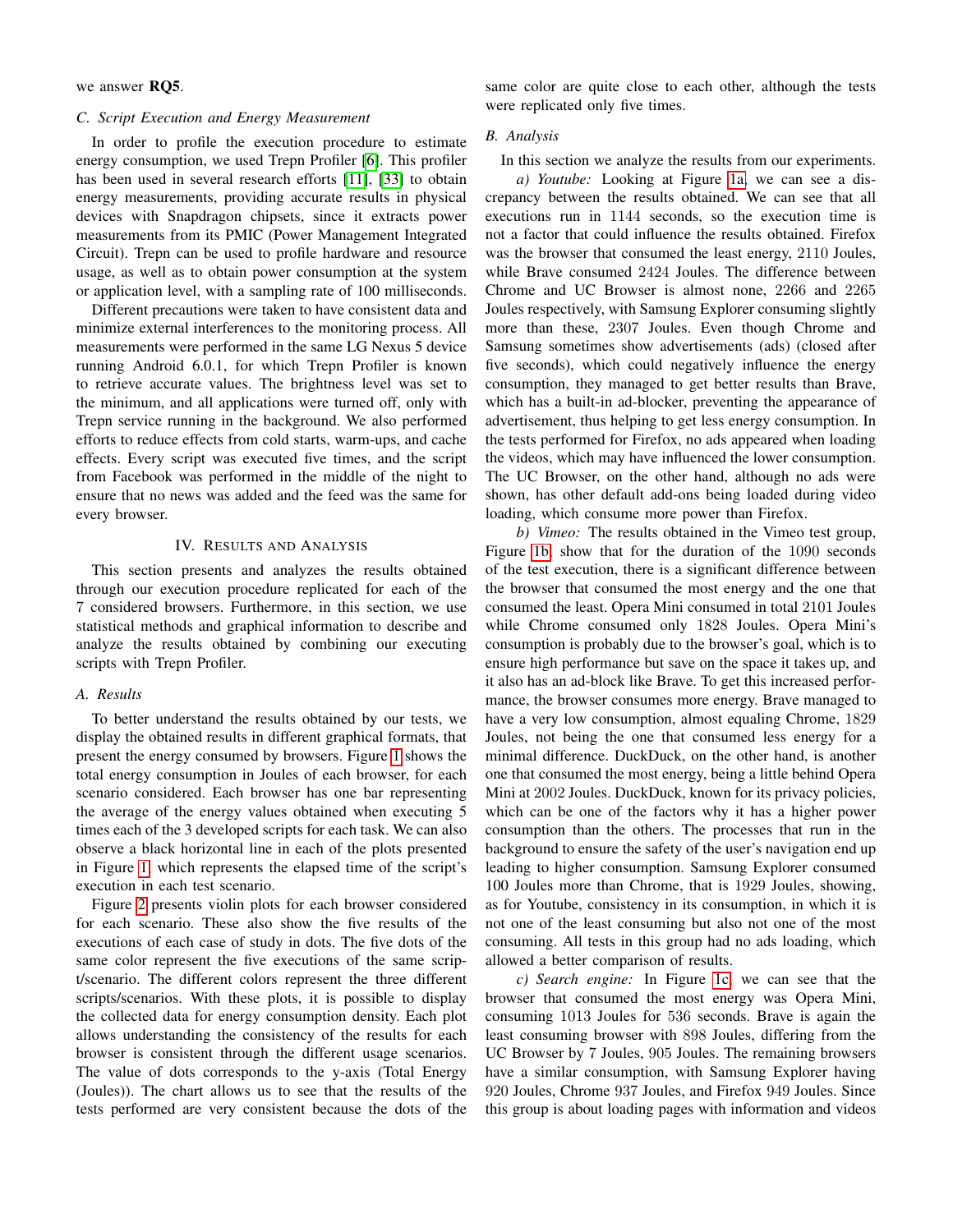we answer **RQ5**.

### C. Script Execution and Energy Measurement

In order to profile the execution procedure to estimate energy consumption, we used Trepn Profiler [6]. This profiler has been used in several research efforts [11], [33] to obtain energy measurements, providing accurate results in physical devices with Snapdragon chipsets, since it extracts power measurements from its PMIC (Power Management Integrated Circuit). Trepn can be used to profile hardware and resource usage, as well as to obtain power consumption at the system or application level, with a sampling rate of 100 milliseconds.

Different precautions were taken to have consistent data and minimize external interferences to the monitoring process. All measurements were performed in the same LG Nexus 5 device running Android 6.0.1, for which Trepn Profiler is known to retrieve accurate values. The brightness level was set to the minimum, and all applications were turned off, only with Trepn service running in the background. We also performed efforts to reduce effects from cold starts, warm-ups, and cache effects. Every script was executed five times, and the script from Facebook was performed in the middle of the night to ensure that no news was added and the feed was the same for every browser.

## IV. Results and Analysis

This section presents and analyzes the results obtained through our execution procedure replicated for each of the 7 considered browsers. Furthermore, in this section, we use statistical methods and graphical information to describe and analyze the results obtained by combining our executing scripts with Trepn Profiler.

### A. Results

To better understand the results obtained by our tests, we display the obtained results in different graphical formats, that present the energy consumed by browsers. Figure 1 shows the total energy consumption in Joules of each browser, for each scenario considered. Each browser has one bar representing the average of the energy values obtained when executing 5 times each of the 3 developed scripts for each task. We can also observe a black horizontal line in each of the plots presented in Figure 1, which represents the elapsed time of the script's execution in each test scenario.

Figure 2 presents violin plots for each browser considered for each scenario. These also show the five results of the executions of each case of study in dots. The five dots of the same color represent the five executions of the same script/scenario. The different colors represent the three different scripts/scenarios. With these plots, it is possible to display the collected data for energy consumption density. Each plot allows understanding the consistency of the results for each browser is consistent through the different usage scenarios. The value of dots corresponds to the y-axis (Total Energy (Joules)). The chart allows us to see that the results of the tests performed are very consistent because the dots of the same color are quite close to each other, although the tests were replicated only five times.

### B. Analysis

In this section we analyze the results from our experiments.

*a) Youtube:* Looking at Figure 1a, we can see a discrepancy between the results obtained. We can see that all executions run in 1144 seconds, so the execution time is not a factor that could influence the results obtained. Firefox was the browser that consumed the least energy, 2110 Joules, while Brave consumed 2424 Joules. The difference between Chrome and UC Browser is almost none, 2266 and 2265 Joules respectively, with Samsung Explorer consuming slightly more than these, 2307 Joules. Even though Chrome and Samsung sometimes show advertisements (ads) (closed after five seconds), which could negatively influence the energy consumption, they managed to get better results than Brave, which has a built-in ad-blocker, preventing the appearance of advertisement, thus helping to get less energy consumption. In the tests performed for Firefox, no ads appeared when loading the videos, which may have influenced the lower consumption. The UC Browser, on the other hand, although no ads were shown, has other default add-ons being loaded during video loading, which consume more power than Firefox.

*b) Vimeo:* The results obtained in the Vimeo test group, Figure 1b, show that for the duration of the 1090 seconds of the test execution, there is a significant difference between the browser that consumed the most energy and the one that consumed the least. Opera Mini consumed in total 2101 Joules while Chrome consumed only 1828 Joules. Opera Mini's consumption is probably due to the browser's goal, which is to ensure high performance but save on the space it takes up, and it also has an ad-block like Brave. To get this increased performance, the browser consumes more energy. Brave managed to have a very low consumption, almost equaling Chrome, 1829 Joules, not being the one that consumed less energy for a minimal difference. DuckDuck, on the other hand, is another one that consumed the most energy, being a little behind Opera Mini at 2002 Joules. DuckDuck, known for its privacy policies, which can be one of the factors why it has a higher power consumption than the others. The processes that run in the background to ensure the safety of the user's navigation end up leading to higher consumption. Samsung Explorer consumed 100 Joules more than Chrome, that is 1929 Joules, showing, as for Youtube, consistency in its consumption, in which it is not one of the least consuming but also not one of the most consuming. All tests in this group had no ads loading, which allowed a better comparison of results.

*c) Search engine:* In Figure 1c, we can see that the browser that consumed the most energy was Opera Mini, consuming 1013 Joules for 536 seconds. Brave is again the least consuming browser with 898 Joules, differing from the UC Browser by 7 Joules, 905 Joules. The remaining browsers have a similar consumption, with Samsung Explorer having 920 Joules, Chrome 937 Joules, and Firefox 949 Joules. Since this group is about loading pages with information and videos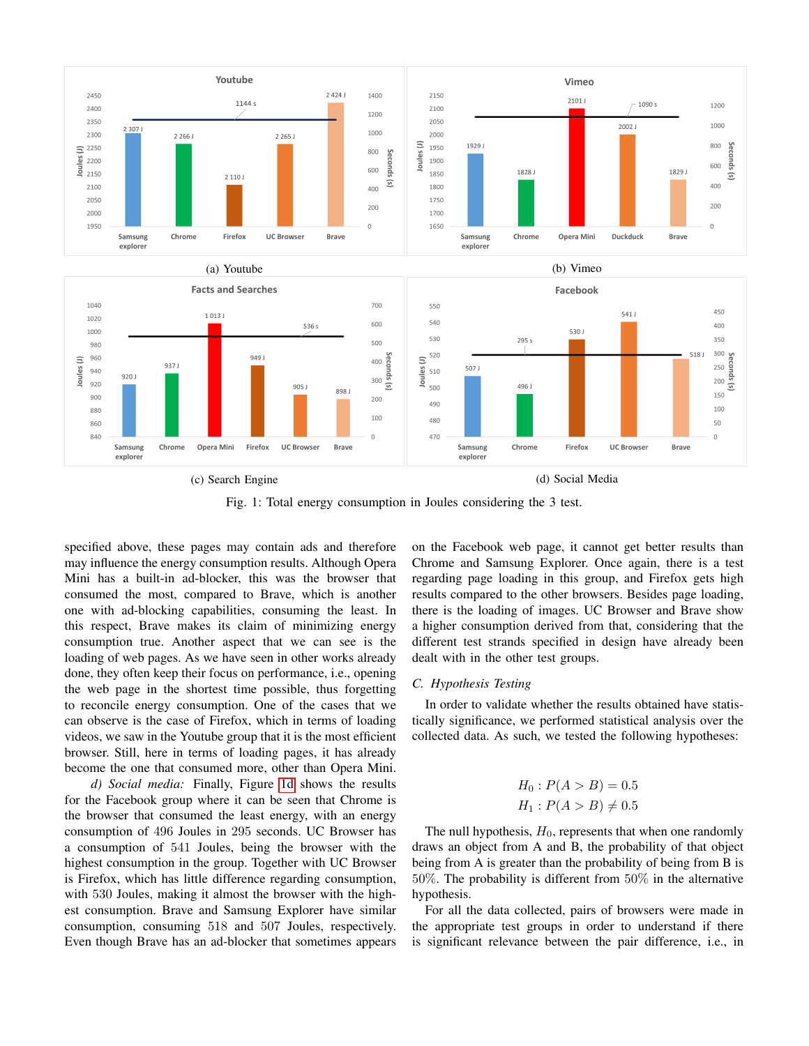(a) Youtube

(b) Vimeo

(c) Search Engine

(d) Social Media

Fig. 1: Total energy consumption in Joules considering the 3 test.

specified above, these pages may contain ads and therefore may influence the energy consumption results. Although Opera Mini has a built-in ad-blocker, this was the browser that consumed the most, compared to Brave, which is another one with ad-blocking capabilities, consuming the least. In this respect, Brave makes its claim of minimizing energy consumption true. Another aspect that we can see is the loading of web pages. As we have seen in other works already done, they often keep their focus on performance, i.e., opening the web page in the shortest time possible, thus forgetting to reconcile energy consumption. One of the cases that we can observe is the case of Firefox, which in terms of loading videos, we saw in the Youtube group that it is the most efficient browser. Still, here in terms of loading pages, it has already become the one that consumed more, other than Opera Mini.

*d) Social media:* Finally, Figure 1d shows the results for the Facebook group where it can be seen that Chrome is the browser that consumed the least energy, with an energy consumption of 496 Joules in 295 seconds. UC Browser has a consumption of 541 Joules, being the browser with the highest consumption in the group. Together with UC Browser is Firefox, which has little difference regarding consumption, with 530 Joules, making it almost the browser with the highest consumption. Brave and Samsung Explorer have similar consumption, consuming 518 and 507 Joules, respectively. Even though Brave has an ad-blocker that sometimes appears on the Facebook web page, it cannot get better results than Chrome and Samsung Explorer. Once again, there is a test regarding page loading in this group, and Firefox gets high results compared to the other browsers. Besides page loading, there is the loading of images. UC Browser and Brave show a higher consumption derived from that, considering that the different test strands specified in design have already been dealt with in the other test groups.

### C. Hypothesis Testing

In order to validate whether the results obtained have statistically significance, we performed statistical analysis over the collected data. As such, we tested the following hypotheses:

$$H_0 : P(A > B) = 0.5$$
$$H_1 : P(A > B) \neq 0.5$$

The null hypothesis, $H_0$, represents that when one randomly draws an object from A and B, the probability of that object being from A is greater than the probability of being from B is $50\%$. The probability is different from $50\%$ in the alternative hypothesis.

For all the data collected, pairs of browsers were made in the appropriate test groups in order to understand if there is significant relevance between the pair difference, i.e., in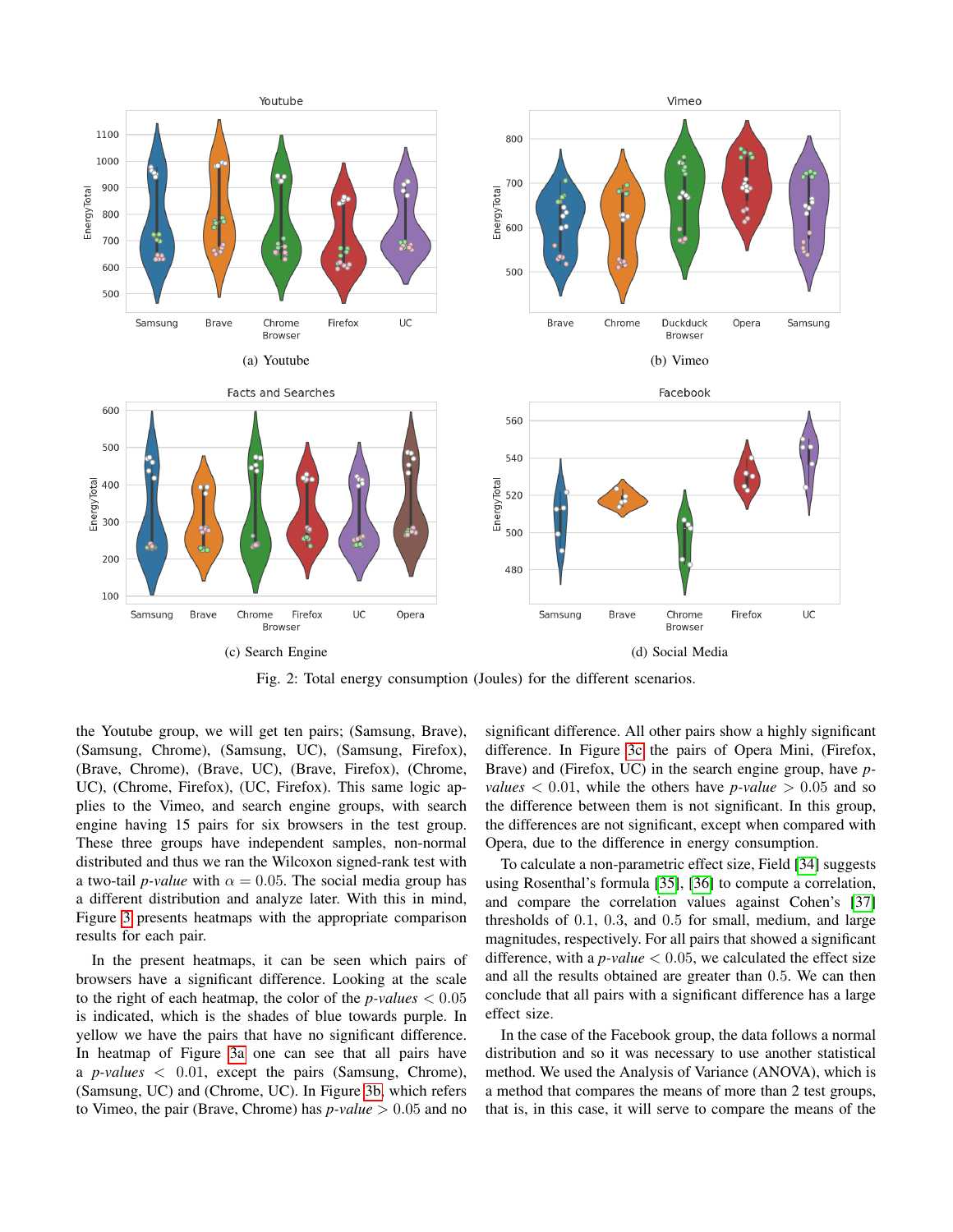Fig. 2: Total energy consumption (Joules) for the different scenarios.

the Youtube group, we will get ten pairs; (Samsung, Brave), (Samsung, Chrome), (Samsung, UC), (Samsung, Firefox), (Brave, Chrome), (Brave, UC), (Brave, Firefox), (Chrome, UC), (Chrome, Firefox), (UC, Firefox). This same logic applies to the Vimeo, and search engine groups, with search engine having 15 pairs for six browsers in the test group. These three groups have independent samples, non-normal distributed and thus we ran the Wilcoxon signed-rank test with a two-tail *p-value* with $\alpha = 0.05$. The social media group has a different distribution and analyze later. With this in mind, Figure 3 presents heatmaps with the appropriate comparison results for each pair.

In the present heatmaps, it can be seen which pairs of browsers have a significant difference. Looking at the scale to the right of each heatmap, the color of the *p-values* $< 0.05$ is indicated, which is the shades of blue towards purple. In yellow we have the pairs that have no significant difference. In heatmap of Figure 3a one can see that all pairs have a *p-values* $< 0.01$, except the pairs (Samsung, Chrome), (Samsung, UC) and (Chrome, UC). In Figure 3b, which refers to Vimeo, the pair (Brave, Chrome) has *p-value* $> 0.05$ and no significant difference. All other pairs show a highly significant difference. In Figure 3c the pairs of Opera Mini, (Firefox, Brave) and (Firefox, UC) in the search engine group, have *p-values* $< 0.01$, while the others have *p-value* $> 0.05$ and so the difference between them is not significant. In this group, the differences are not significant, except when compared with Opera, due to the difference in energy consumption.

To calculate a non-parametric effect size, Field [34] suggests using Rosenthal's formula [35], [36] to compute a correlation, and compare the correlation values against Cohen's [37] thresholds of 0.1, 0.3, and 0.5 for small, medium, and large magnitudes, respectively. For all pairs that showed a significant difference, with a *p-value* $< 0.05$, we calculated the effect size and all the results obtained are greater than 0.5. We can then conclude that all pairs with a significant difference has a large effect size.

In the case of the Facebook group, the data follows a normal distribution and so it was necessary to use another statistical method. We used the Analysis of Variance (ANOVA), which is a method that compares the means of more than 2 test groups, that is, in this case, it will serve to compare the means of the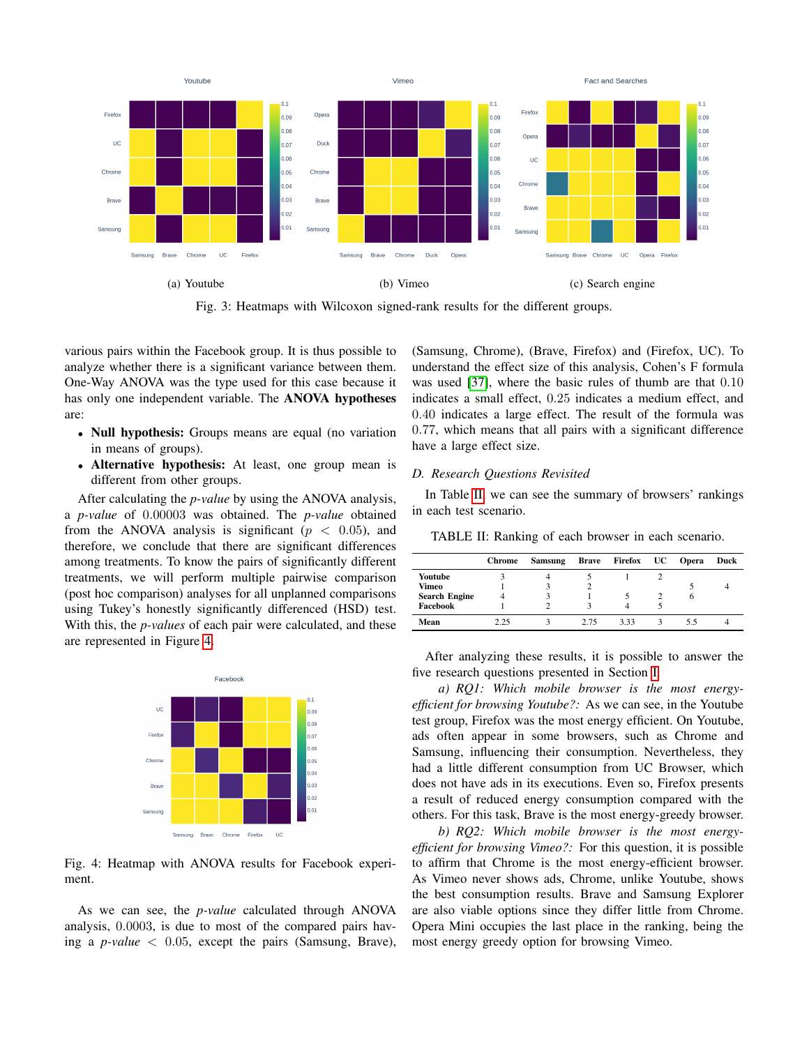Fig. 3: Heatmaps with Wilcoxon signed-rank results for the different groups. (a) Youtube (b) Vimeo (c) Search engine

various pairs within the Facebook group. It is thus possible to analyze whether there is a significant variance between them. One-Way ANOVA was the type used for this case because it has only one independent variable. The **ANOVA hypotheses** are:

- **Null hypothesis:** Groups means are equal (no variation in means of groups).
- **Alternative hypothesis:** At least, one group mean is different from other groups.

After calculating the *p-value* by using the ANOVA analysis, a *p-value* of 0.00003 was obtained. The *p-value* obtained from the ANOVA analysis is significant ($p < 0.05$), and therefore, we conclude that there are significant differences among treatments. To know the pairs of significantly different treatments, we will perform multiple pairwise comparison (post hoc comparison) analyses for all unplanned comparisons using Tukey's honestly significantly differenced (HSD) test. With this, the *p-values* of each pair were calculated, and these are represented in Figure 4.

Fig. 4: Heatmap with ANOVA results for Facebook experiment.

As we can see, the *p-value* calculated through ANOVA analysis, 0.0003, is due to most of the compared pairs having a *p-value* $< 0.05$, except the pairs (Samsung, Brave), (Samsung, Chrome), (Brave, Firefox) and (Firefox, UC). To understand the effect size of this analysis, Cohen's F formula was used [37], where the basic rules of thumb are that 0.10 indicates a small effect, 0.25 indicates a medium effect, and 0.40 indicates a large effect. The result of the formula was 0.77, which means that all pairs with a significant difference have a large effect size.

### D. Research Questions Revisited

In Table II, we can see the summary of browsers' rankings in each test scenario.

TABLE II: Ranking of each browser in each scenario.

| | Chrome | Samsung | Brave | Firefox | UC | Opera | Duck |
|---|---|---|---|---|---|---|---|
| **Youtube** | 3 | 4 | 5 | 1 | 2 | | |
| **Vimeo** | 1 | 3 | 2 | | | 5 | 4 |
| **Search Engine** | 4 | 3 | 1 | 5 | 2 | 6 | |
| **Facebook** | 1 | 2 | 3 | 4 | 5 | | |
| **Mean** | 2.25 | 3 | 2.75 | 3.33 | 3 | 5.5 | 4 |

After analyzing these results, it is possible to answer the five research questions presented in Section I.

*a) RQ1: Which mobile browser is the most energy-efficient for browsing Youtube?:* As we can see, in the Youtube test group, Firefox was the most energy efficient. On Youtube, ads often appear in some browsers, such as Chrome and Samsung, influencing their consumption. Nevertheless, they had a little different consumption from UC Browser, which does not have ads in its executions. Even so, Firefox presents a result of reduced energy consumption compared with the others. For this task, Brave is the most energy-greedy browser.

*b) RQ2: Which mobile browser is the most energy-efficient for browsing Vimeo?:* For this question, it is possible to affirm that Chrome is the most energy-efficient browser. As Vimeo never shows ads, Chrome, unlike Youtube, shows the best consumption results. Brave and Samsung Explorer are also viable options since they differ little from Chrome. Opera Mini occupies the last place in the ranking, being the most energy greedy option for browsing Vimeo.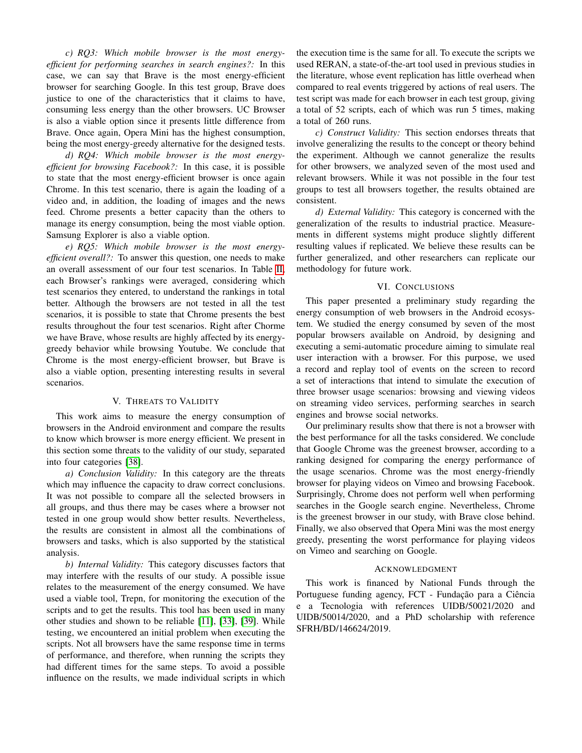*c) RQ3: Which mobile browser is the most energy-efficient for performing searches in search engines?:* In this case, we can say that Brave is the most energy-efficient browser for searching Google. In this test group, Brave does justice to one of the characteristics that it claims to have, consuming less energy than the other browsers. UC Browser is also a viable option since it presents little difference from Brave. Once again, Opera Mini has the highest consumption, being the most energy-greedy alternative for the designed tests.

*d) RQ4: Which mobile browser is the most energy-efficient for browsing Facebook?:* In this case, it is possible to state that the most energy-efficient browser is once again Chrome. In this test scenario, there is again the loading of a video and, in addition, the loading of images and the news feed. Chrome presents a better capacity than the others to manage its energy consumption, being the most viable option. Samsung Explorer is also a viable option.

*e) RQ5: Which mobile browser is the most energy-efficient overall?:* To answer this question, one needs to make an overall assessment of our four test scenarios. In Table II, each Browser's rankings were averaged, considering which test scenarios they entered, to understand the rankings in total better. Although the browsers are not tested in all the test scenarios, it is possible to state that Chrome presents the best results throughout the four test scenarios. Right after Chorme we have Brave, whose results are highly affected by its energy-greedy behavior while browsing Youtube. We conclude that Chrome is the most energy-efficient browser, but Brave is also a viable option, presenting interesting results in several scenarios.

## V. Threats to Validity

This work aims to measure the energy consumption of browsers in the Android environment and compare the results to know which browser is more energy efficient. We present in this section some threats to the validity of our study, separated into four categories [38].

*a) Conclusion Validity:* In this category are the threats which may influence the capacity to draw correct conclusions. It was not possible to compare all the selected browsers in all groups, and thus there may be cases where a browser not tested in one group would show better results. Nevertheless, the results are consistent in almost all the combinations of browsers and tasks, which is also supported by the statistical analysis.

*b) Internal Validity:* This category discusses factors that may interfere with the results of our study. A possible issue relates to the measurement of the energy consumed. We have used a viable tool, Trepn, for monitoring the execution of the scripts and to get the results. This tool has been used in many other studies and shown to be reliable [11], [33], [39]. While testing, we encountered an initial problem when executing the scripts. Not all browsers have the same response time in terms of performance, and therefore, when running the scripts they had different times for the same steps. To avoid a possible influence on the results, we made individual scripts in which the execution time is the same for all. To execute the scripts we used RERAN, a state-of-the-art tool used in previous studies in the literature, whose event replication has little overhead when compared to real events triggered by actions of real users. The test script was made for each browser in each test group, giving a total of 52 scripts, each of which was run 5 times, making a total of 260 runs.

*c) Construct Validity:* This section endorses threats that involve generalizing the results to the concept or theory behind the experiment. Although we cannot generalize the results for other browsers, we analyzed seven of the most used and relevant browsers. While it was not possible in the four test groups to test all browsers together, the results obtained are consistent.

*d) External Validity:* This category is concerned with the generalization of the results to industrial practice. Measurements in different systems might produce slightly different resulting values if replicated. We believe these results can be further generalized, and other researchers can replicate our methodology for future work.

## VI. Conclusions

This paper presented a preliminary study regarding the energy consumption of web browsers in the Android ecosystem. We studied the energy consumed by seven of the most popular browsers available on Android, by designing and executing a semi-automatic procedure aiming to simulate real user interaction with a browser. For this purpose, we used a record and replay tool of events on the screen to record a set of interactions that intend to simulate the execution of three browser usage scenarios: browsing and viewing videos on streaming video services, performing searches in search engines and browse social networks.

Our preliminary results show that there is not a browser with the best performance for all the tasks considered. We conclude that Google Chrome was the greenest browser, according to a ranking designed for comparing the energy performance of the usage scenarios. Chrome was the most energy-friendly browser for playing videos on Vimeo and browsing Facebook. Surprisingly, Chrome does not perform well when performing searches in the Google search engine. Nevertheless, Chrome is the greenest browser in our study, with Brave close behind. Finally, we also observed that Opera Mini was the most energy greedy, presenting the worst performance for playing videos on Vimeo and searching on Google.

## Acknowledgment

This work is financed by National Funds through the Portuguese funding agency, FCT - Fundação para a Ciência e a Tecnologia with references UIDB/50021/2020 and UIDB/50014/2020, and a PhD scholarship with reference SFRH/BD/146624/2019.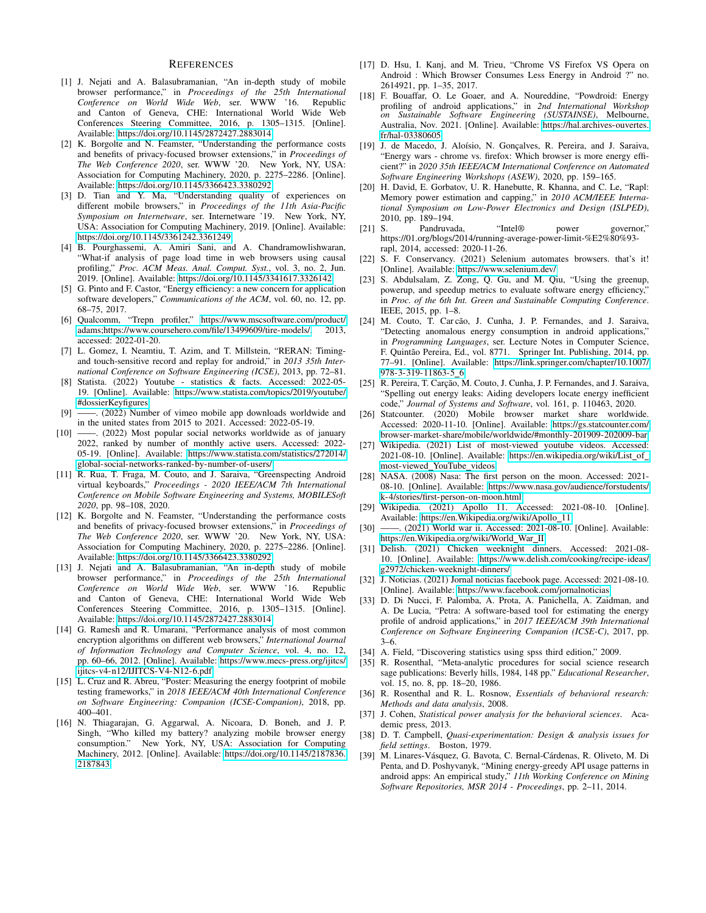## REFERENCES

[1] J. Nejati and A. Balasubramanian, "An in-depth study of mobile browser performance," in *Proceedings of the 25th International Conference on World Wide Web*, ser. WWW '16. Republic and Canton of Geneva, CHE: International World Wide Web Conferences Steering Committee, 2016, p. 1305–1315. [Online]. Available: https://doi.org/10.1145/2872427.2883014

[2] K. Borgolte and N. Feamster, "Understanding the performance costs and benefits of privacy-focused browser extensions," in *Proceedings of The Web Conference 2020*, ser. WWW '20. New York, NY, USA: Association for Computing Machinery, 2020, p. 2275–2286. [Online]. Available: https://doi.org/10.1145/3366423.3380292

[3] D. Tian and Y. Ma, "Understanding quality of experiences on different mobile browsers," in *Proceedings of the 11th Asia-Pacific Symposium on Internetware*, ser. Internetware '19. New York, NY, USA: Association for Computing Machinery, 2019. [Online]. Available: https://doi.org/10.1145/3361242.3361249

[4] B. Pourghassemi, A. Amiri Sani, and A. Chandramowlishwaran, "What-if analysis of page load time in web browsers using causal profiling," *Proc. ACM Meas. Anal. Comput. Syst.*, vol. 3, no. 2, Jun. 2019. [Online]. Available: https://doi.org/10.1145/3341617.3326142

[5] G. Pinto and F. Castor, "Energy efficiency: a new concern for application software developers," *Communications of the ACM*, vol. 60, no. 12, pp. 68–75, 2017.

[6] Qualcomm, "Trepn profiler," https://www.mscsoftware.com/product/adams;https://www.coursehero.com/file/13499609/tire-models/, 2013, accessed: 2022-01-20.

[7] L. Gomez, I. Neamtiu, T. Azim, and T. Millstein, "RERAN: Timing- and touch-sensitive record and replay for android," in *2013 35th International Conference on Software Engineering (ICSE)*, 2013, pp. 72–81.

[8] Statista. (2022) Youtube - statistics & facts. Accessed: 2022-05-19. [Online]. Available: https://www.statista.com/topics/2019/youtube/#dossierKeyfigures

[9] ——. (2022) Number of vimeo mobile app downloads worldwide and in the united states from 2015 to 2021. Accessed: 2022-05-19.

[10] ——. (2022) Most popular social networks worldwide as of january 2022, ranked by number of monthly active users. Accessed: 2022-05-19. [Online]. Available: https://www.statista.com/statistics/272014/global-social-networks-ranked-by-number-of-users/

[11] R. Rua, T. Fraga, M. Couto, and J. Saraiva, "Greenspecting Android virtual keyboards," *Proceedings - 2020 IEEE/ACM 7th International Conference on Mobile Software Engineering and Systems, MOBILESoft 2020*, pp. 98–108, 2020.

[12] K. Borgolte and N. Feamster, "Understanding the performance costs and benefits of privacy-focused browser extensions," in *Proceedings of The Web Conference 2020*, ser. WWW '20. New York, NY, USA: Association for Computing Machinery, 2020, p. 2275–2286. [Online]. Available: https://doi.org/10.1145/3366423.3380292

[13] J. Nejati and A. Balasubramanian, "An in-depth study of mobile browser performance," in *Proceedings of the 25th International Conference on World Wide Web*, ser. WWW '16. Republic and Canton of Geneva, CHE: International World Wide Web Conferences Steering Committee, 2016, p. 1305–1315. [Online]. Available: https://doi.org/10.1145/2872427.2883014

[14] G. Ramesh and R. Umarani, "Performance analysis of most common encryption algorithms on different web browsers," *International Journal of Information Technology and Computer Science*, vol. 4, no. 12, pp. 60–66, 2012. [Online]. Available: https://www.mecs-press.org/ijitcs/ijitcs-v4-n12/IJITCS-V4-N12-6.pdf

[15] L. Cruz and R. Abreu, "Poster: Measuring the energy footprint of mobile testing frameworks," in *2018 IEEE/ACM 40th International Conference on Software Engineering: Companion (ICSE-Companion)*, 2018, pp. 400–401.

[16] N. Thiagarajan, G. Aggarwal, A. Nicoara, D. Boneh, and J. P. Singh, "Who killed my battery? analyzing mobile browser energy consumption." New York, NY, USA: Association for Computing Machinery, 2012. [Online]. Available: https://doi.org/10.1145/2187836.2187843

[17] D. Hsu, I. Kanj, and M. Trieu, "Chrome VS Firefox VS Opera on Android : Which Browser Consumes Less Energy in Android ?" no. 2614921, pp. 1–35, 2017.

[18] F. Bouaffar, O. Le Goaer, and A. Noureddine, "Powdroid: Energy profiling of android applications," in *2nd International Workshop on Sustainable Software Engineering (SUSTAINSE)*, Melbourne, Australia, Nov. 2021. [Online]. Available: https://hal.archives-ouvertes.fr/hal-03380605

[19] J. de Macedo, J. Aloísio, N. Gonçalves, R. Pereira, and J. Saraiva, "Energy wars - chrome vs. firefox: Which browser is more energy efficient?" in *2020 35th IEEE/ACM International Conference on Automated Software Engineering Workshops (ASEW)*, 2020, pp. 159–165.

[20] H. David, E. Gorbatov, U. R. Hanebutte, R. Khanna, and C. Le, "Rapl: Memory power estimation and capping," in *2010 ACM/IEEE International Symposium on Low-Power Electronics and Design (ISLPED)*, 2010, pp. 189–194.

[21] S. Pandruvada, "Intel® power governor," https://01.org/blogs/2014/running-average-power-limit-%E2%80%93-rapl, 2014, accessed: 2020-11-26.

[22] S. F. Conservancy. (2021) Selenium automates browsers. that's it! [Online]. Available: https://www.selenium.dev/

[23] S. Abdulsalam, Z. Zong, Q. Gu, and M. Qiu, "Using the greenup, powerup, and speedup metrics to evaluate software energy efficiency," in *Proc. of the 6th Int. Green and Sustainable Computing Conference*. IEEE, 2015, pp. 1–8.

[24] M. Couto, T. Car cão, J. Cunha, J. P. Fernandes, and J. Saraiva, "Detecting anomalous energy consumption in android applications," in *Programming Languages*, ser. Lecture Notes in Computer Science, F. Quintão Pereira, Ed., vol. 8771. Springer Int. Publishing, 2014, pp. 77–91. [Online]. Available: https://link.springer.com/chapter/10.1007/978-3-319-11863-5_6

[25] R. Pereira, T. Carção, M. Couto, J. Cunha, J. P. Fernandes, and J. Saraiva, "Spelling out energy leaks: Aiding developers locate energy inefficient code," *Journal of Systems and Software*, vol. 161, p. 110463, 2020.

[26] Statcounter. (2020) Mobile browser market share worldwide. Accessed: 2020-11-10. [Online]. Available: https://gs.statcounter.com/browser-market-share/mobile/worldwide/#monthly-201909-202009-bar

[27] Wikipedia. (2021) List of most-viewed youtube videos. Accessed: 2021-08-10. [Online]. Available: https://en.wikipedia.org/wiki/List_of_most-viewed_YouTube_videos

[28] NASA. (2008) Nasa: The first person on the moon. Accessed: 2021-08-10. [Online]. Available: https://www.nasa.gov/audience/forstudents/k-4/stories/first-person-on-moon.html

[29] Wikipedia. (2021) Apollo 11. Accessed: 2021-08-10. [Online]. Available: https://en.Wikipedia.org/wiki/Apollo_11

[30] ——. (2021) World war ii. Accessed: 2021-08-10. [Online]. Available: https://en.Wikipedia.org/wiki/World_War_II

[31] Delish. (2021) Chicken weeknight dinners. Accessed: 2021-08-10. [Online]. Available: https://www.delish.com/cooking/recipe-ideas/g2972/chicken-weeknight-dinners/

[32] J. Noticias. (2021) Jornal noticias facebook page. Accessed: 2021-08-10. [Online]. Available: https://www.facebook.com/jornalnoticias

[33] D. Di Nucci, F. Palomba, A. Prota, A. Panichella, A. Zaidman, and A. De Lucia, "Petra: A software-based tool for estimating the energy profile of android applications," in *2017 IEEE/ACM 39th International Conference on Software Engineering Companion (ICSE-C)*, 2017, pp. 3–6.

[34] A. Field, "Discovering statistics using spss third edition," 2009.

[35] R. Rosenthal, "Meta-analytic procedures for social science research sage publications: Beverly hills, 1984, 148 pp." *Educational Researcher*, vol. 15, no. 8, pp. 18–20, 1986.

[36] R. Rosenthal and R. L. Rosnow, *Essentials of behavioral research: Methods and data analysis*, 2008.

[37] J. Cohen, *Statistical power analysis for the behavioral sciences*. Academic press, 2013.

[38] D. T. Campbell, *Quasi-experimentation: Design & analysis issues for field settings*. Boston, 1979.

[39] M. Linares-Vásquez, G. Bavota, C. Bernal-Cárdenas, R. Oliveto, M. Di Penta, and D. Poshyvanyk, "Mining energy-greedy API usage patterns in android apps: An empirical study," *11th Working Conference on Mining Software Repositories, MSR 2014 - Proceedings*, pp. 2–11, 2014.